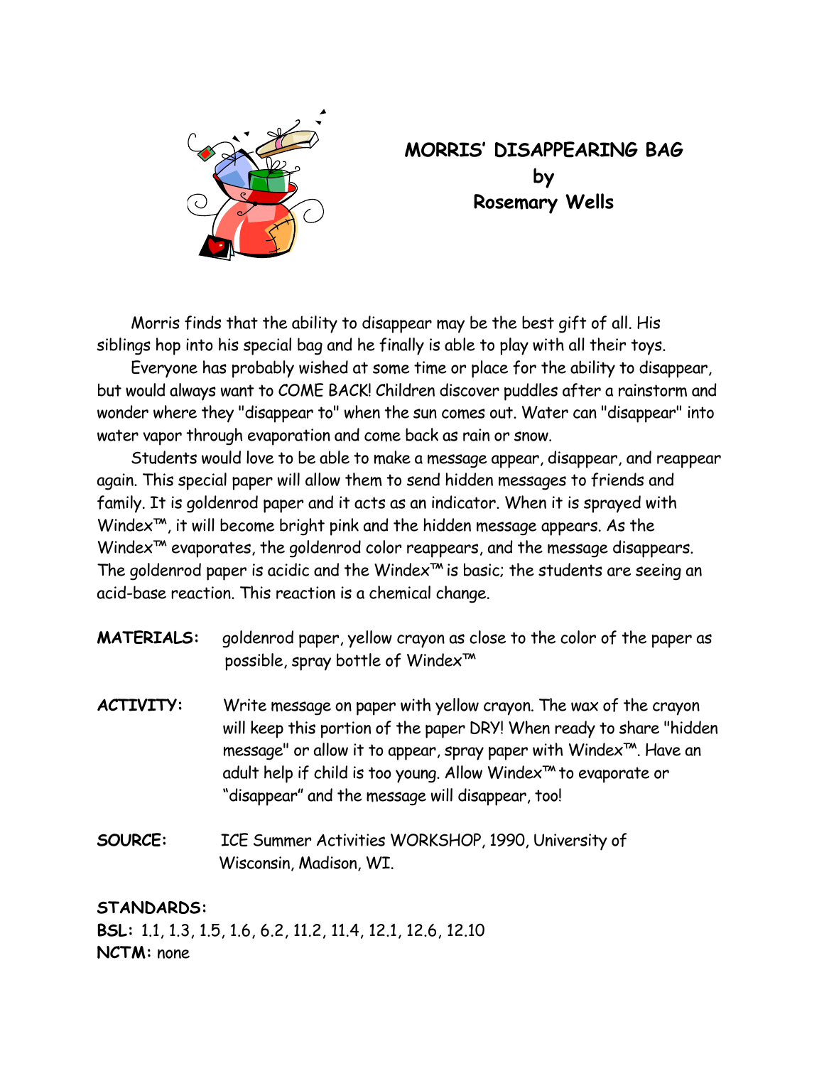# MORRIS' DISAPPEARING BAG
by
Rosemary Wells

Morris finds that the ability to disappear may be the best gift of all. His siblings hop into his special bag and he finally is able to play with all their toys.

Everyone has probably wished at some time or place for the ability to disappear, but would always want to COME BACK! Children discover puddles after a rainstorm and wonder where they "disappear to" when the sun comes out. Water can "disappear" into water vapor through evaporation and come back as rain or snow.

Students would love to be able to make a message appear, disappear, and reappear again. This special paper will allow them to send hidden messages to friends and family. It is goldenrod paper and it acts as an indicator. When it is sprayed with Windex™, it will become bright pink and the hidden message appears. As the Windex™ evaporates, the goldenrod color reappears, and the message disappears. The goldenrod paper is acidic and the Windex™ is basic; the students are seeing an acid-base reaction. This reaction is a chemical change.

**MATERIALS:** goldenrod paper, yellow crayon as close to the color of the paper as possible, spray bottle of Windex™

**ACTIVITY:** Write message on paper with yellow crayon. The wax of the crayon will keep this portion of the paper DRY! When ready to share "hidden message" or allow it to appear, spray paper with Windex™. Have an adult help if child is too young. Allow Windex™ to evaporate or "disappear" and the message will disappear, too!

**SOURCE:** ICE Summer Activities WORKSHOP, 1990, University of Wisconsin, Madison, WI.

**STANDARDS:**
**BSL:** 1.1, 1.3, 1.5, 1.6, 6.2, 11.2, 11.4, 12.1, 12.6, 12.10
**NCTM:** none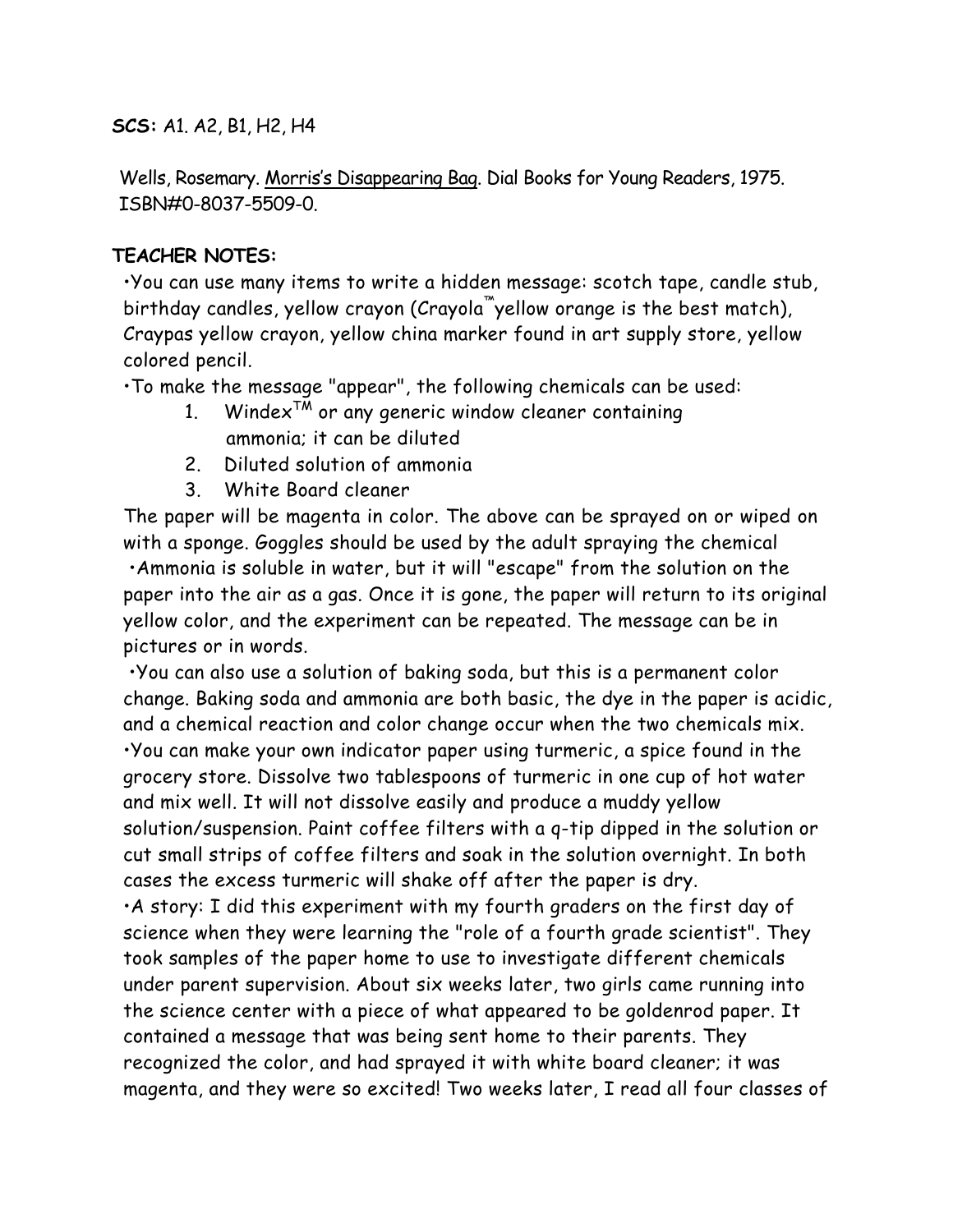**SCS:** A1. A2, B1, H2, H4

Wells, Rosemary. Morris's Disappearing Bag. Dial Books for Young Readers, 1975. ISBN#0-8037-5509-0.

**TEACHER NOTES:**

- You can use many items to write a hidden message: scotch tape, candle stub, birthday candles, yellow crayon (Crayola™ yellow orange is the best match), Craypas yellow crayon, yellow china marker found in art supply store, yellow colored pencil.
- To make the message "appear", the following chemicals can be used:
  1. Windex™ or any generic window cleaner containing ammonia; it can be diluted
  2. Diluted solution of ammonia
  3. White Board cleaner

  The paper will be magenta in color. The above can be sprayed on or wiped on with a sponge. Goggles should be used by the adult spraying the chemical
- Ammonia is soluble in water, but it will "escape" from the solution on the paper into the air as a gas. Once it is gone, the paper will return to its original yellow color, and the experiment can be repeated. The message can be in pictures or in words.
- You can also use a solution of baking soda, but this is a permanent color change. Baking soda and ammonia are both basic, the dye in the paper is acidic, and a chemical reaction and color change occur when the two chemicals mix.
- You can make your own indicator paper using turmeric, a spice found in the grocery store. Dissolve two tablespoons of turmeric in one cup of hot water and mix well. It will not dissolve easily and produce a muddy yellow solution/suspension. Paint coffee filters with a q-tip dipped in the solution or cut small strips of coffee filters and soak in the solution overnight. In both cases the excess turmeric will shake off after the paper is dry.
- A story: I did this experiment with my fourth graders on the first day of science when they were learning the "role of a fourth grade scientist". They took samples of the paper home to use to investigate different chemicals under parent supervision. About six weeks later, two girls came running into the science center with a piece of what appeared to be goldenrod paper. It contained a message that was being sent home to their parents. They recognized the color, and had sprayed it with white board cleaner; it was magenta, and they were so excited! Two weeks later, I read all four classes of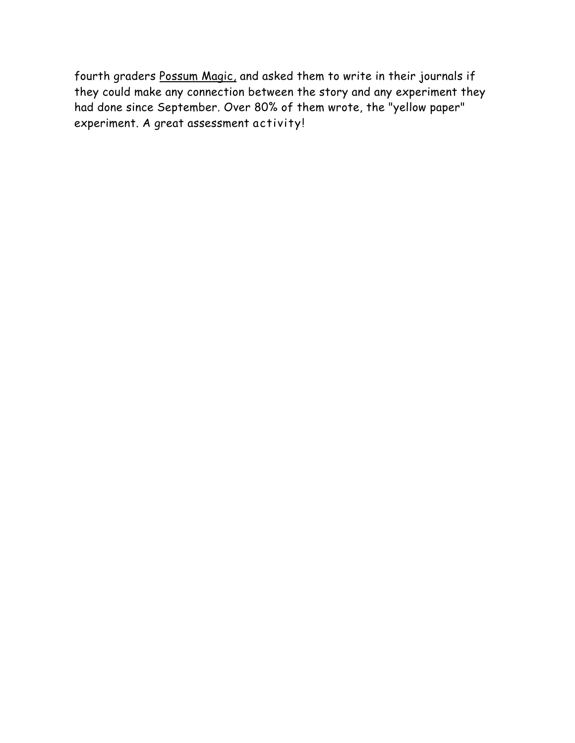fourth graders <u>Possum Magic,</u> and asked them to write in their journals if they could make any connection between the story and any experiment they had done since September. Over 80% of them wrote, the "yellow paper" experiment. A great assessment activity!